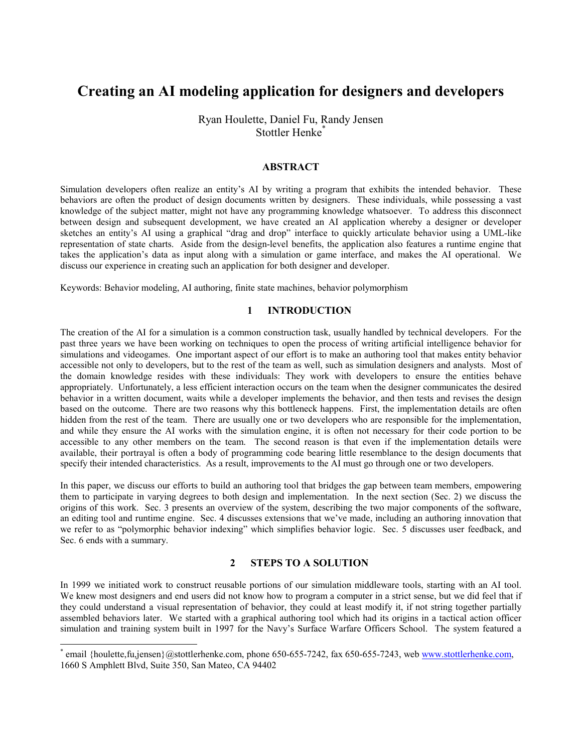# Creating an AI modeling application for designers and developers

Ryan Houlette, Daniel Fu, Randy Jensen
Stottler Henke[*]

## ABSTRACT

Simulation developers often realize an entity's AI by writing a program that exhibits the intended behavior. These behaviors are often the product of design documents written by designers. These individuals, while possessing a vast knowledge of the subject matter, might not have any programming knowledge whatsoever. To address this disconnect between design and subsequent development, we have created an AI application whereby a designer or developer sketches an entity's AI using a graphical "drag and drop" interface to quickly articulate behavior using a UML-like representation of state charts. Aside from the design-level benefits, the application also features a runtime engine that takes the application's data as input along with a simulation or game interface, and makes the AI operational. We discuss our experience in creating such an application for both designer and developer.

Keywords: Behavior modeling, AI authoring, finite state machines, behavior polymorphism

## 1 INTRODUCTION

The creation of the AI for a simulation is a common construction task, usually handled by technical developers. For the past three years we have been working on techniques to open the process of writing artificial intelligence behavior for simulations and videogames. One important aspect of our effort is to make an authoring tool that makes entity behavior accessible not only to developers, but to the rest of the team as well, such as simulation designers and analysts. Most of the domain knowledge resides with these individuals: They work with developers to ensure the entities behave appropriately. Unfortunately, a less efficient interaction occurs on the team when the designer communicates the desired behavior in a written document, waits while a developer implements the behavior, and then tests and revises the design based on the outcome. There are two reasons why this bottleneck happens. First, the implementation details are often hidden from the rest of the team. There are usually one or two developers who are responsible for the implementation, and while they ensure the AI works with the simulation engine, it is often not necessary for their code portion to be accessible to any other members on the team. The second reason is that even if the implementation details were available, their portrayal is often a body of programming code bearing little resemblance to the design documents that specify their intended characteristics. As a result, improvements to the AI must go through one or two developers.

In this paper, we discuss our efforts to build an authoring tool that bridges the gap between team members, empowering them to participate in varying degrees to both design and implementation. In the next section (Sec. 2) we discuss the origins of this work. Sec. 3 presents an overview of the system, describing the two major components of the software, an editing tool and runtime engine. Sec. 4 discusses extensions that we've made, including an authoring innovation that we refer to as "polymorphic behavior indexing" which simplifies behavior logic. Sec. 5 discusses user feedback, and Sec. 6 ends with a summary.

## 2 STEPS TO A SOLUTION

In 1999 we initiated work to construct reusable portions of our simulation middleware tools, starting with an AI tool. We knew most designers and end users did not know how to program a computer in a strict sense, but we did feel that if they could understand a visual representation of behavior, they could at least modify it, if not string together partially assembled behaviors later. We started with a graphical authoring tool which had its origins in a tactical action officer simulation and training system built in 1997 for the Navy's Surface Warfare Officers School. The system featured a

[*] email {houlette,fu,jensen}@stottlerhenke.com, phone 650-655-7242, fax 650-655-7243, web www.stottlerhenke.com, 1660 S Amphlett Blvd, Suite 350, San Mateo, CA 94402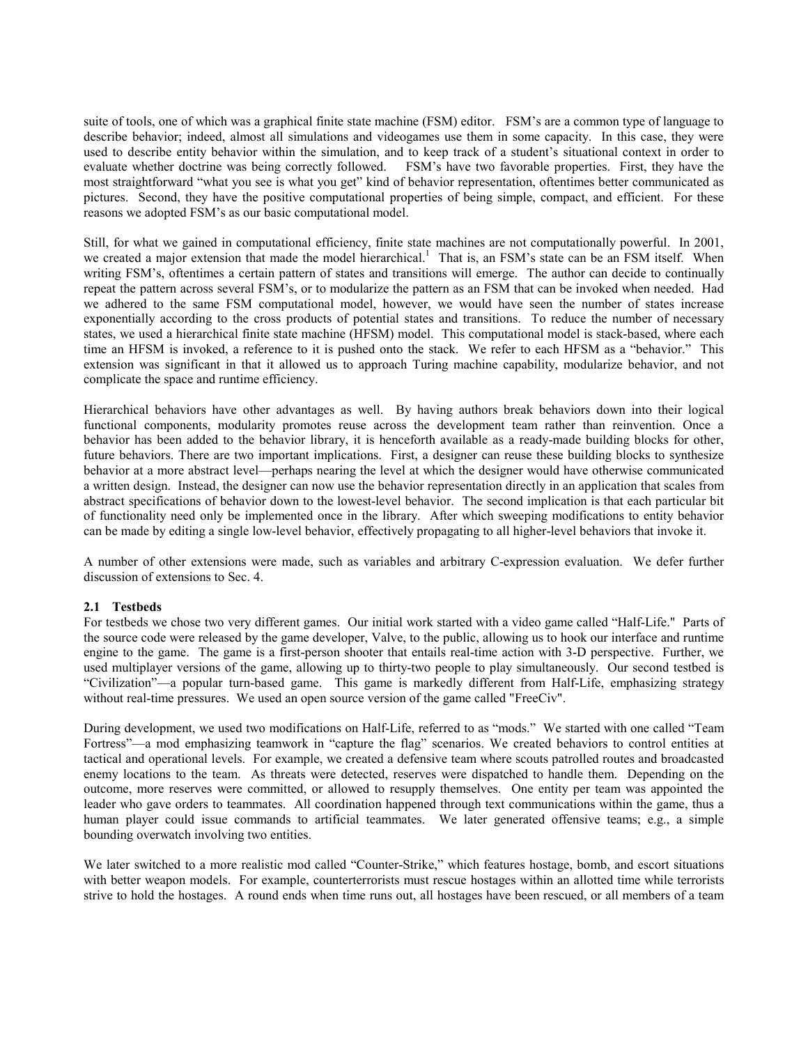suite of tools, one of which was a graphical finite state machine (FSM) editor. FSM's are a common type of language to describe behavior; indeed, almost all simulations and videogames use them in some capacity. In this case, they were used to describe entity behavior within the simulation, and to keep track of a student's situational context in order to evaluate whether doctrine was being correctly followed. FSM's have two favorable properties. First, they have the most straightforward "what you see is what you get" kind of behavior representation, oftentimes better communicated as pictures. Second, they have the positive computational properties of being simple, compact, and efficient. For these reasons we adopted FSM's as our basic computational model.

Still, for what we gained in computational efficiency, finite state machines are not computationally powerful. In 2001, we created a major extension that made the model hierarchical.[1] That is, an FSM's state can be an FSM itself. When writing FSM's, oftentimes a certain pattern of states and transitions will emerge. The author can decide to continually repeat the pattern across several FSM's, or to modularize the pattern as an FSM that can be invoked when needed. Had we adhered to the same FSM computational model, however, we would have seen the number of states increase exponentially according to the cross products of potential states and transitions. To reduce the number of necessary states, we used a hierarchical finite state machine (HFSM) model. This computational model is stack-based, where each time an HFSM is invoked, a reference to it is pushed onto the stack. We refer to each HFSM as a "behavior." This extension was significant in that it allowed us to approach Turing machine capability, modularize behavior, and not complicate the space and runtime efficiency.

Hierarchical behaviors have other advantages as well. By having authors break behaviors down into their logical functional components, modularity promotes reuse across the development team rather than reinvention. Once a behavior has been added to the behavior library, it is henceforth available as a ready-made building blocks for other, future behaviors. There are two important implications. First, a designer can reuse these building blocks to synthesize behavior at a more abstract level—perhaps nearing the level at which the designer would have otherwise communicated a written design. Instead, the designer can now use the behavior representation directly in an application that scales from abstract specifications of behavior down to the lowest-level behavior. The second implication is that each particular bit of functionality need only be implemented once in the library. After which sweeping modifications to entity behavior can be made by editing a single low-level behavior, effectively propagating to all higher-level behaviors that invoke it.

A number of other extensions were made, such as variables and arbitrary C-expression evaluation. We defer further discussion of extensions to Sec. 4.

### 2.1 Testbeds

For testbeds we chose two very different games. Our initial work started with a video game called "Half-Life." Parts of the source code were released by the game developer, Valve, to the public, allowing us to hook our interface and runtime engine to the game. The game is a first-person shooter that entails real-time action with 3-D perspective. Further, we used multiplayer versions of the game, allowing up to thirty-two people to play simultaneously. Our second testbed is "Civilization"—a popular turn-based game. This game is markedly different from Half-Life, emphasizing strategy without real-time pressures. We used an open source version of the game called "FreeCiv".

During development, we used two modifications on Half-Life, referred to as "mods." We started with one called "Team Fortress"—a mod emphasizing teamwork in "capture the flag" scenarios. We created behaviors to control entities at tactical and operational levels. For example, we created a defensive team where scouts patrolled routes and broadcasted enemy locations to the team. As threats were detected, reserves were dispatched to handle them. Depending on the outcome, more reserves were committed, or allowed to resupply themselves. One entity per team was appointed the leader who gave orders to teammates. All coordination happened through text communications within the game, thus a human player could issue commands to artificial teammates. We later generated offensive teams; e.g., a simple bounding overwatch involving two entities.

We later switched to a more realistic mod called "Counter-Strike," which features hostage, bomb, and escort situations with better weapon models. For example, counterterrorists must rescue hostages within an allotted time while terrorists strive to hold the hostages. A round ends when time runs out, all hostages have been rescued, or all members of a team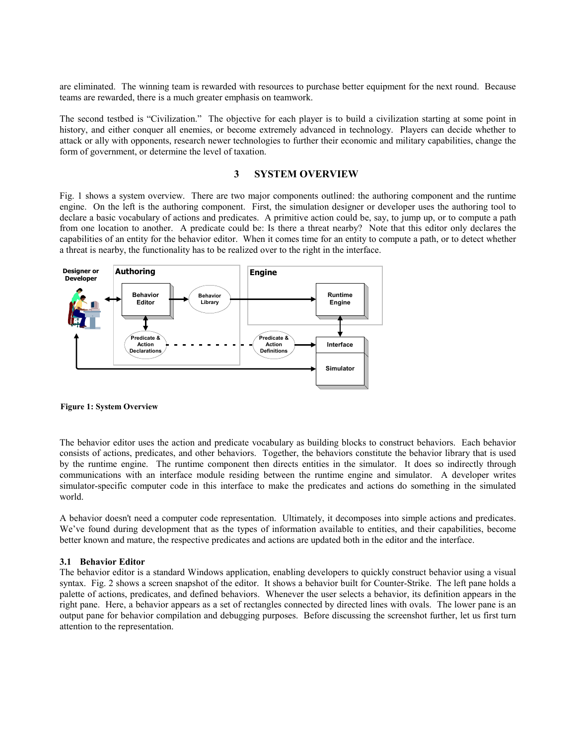are eliminated. The winning team is rewarded with resources to purchase better equipment for the next round. Because teams are rewarded, there is a much greater emphasis on teamwork.

The second testbed is "Civilization." The objective for each player is to build a civilization starting at some point in history, and either conquer all enemies, or become extremely advanced in technology. Players can decide whether to attack or ally with opponents, research newer technologies to further their economic and military capabilities, change the form of government, or determine the level of taxation.

## 3 SYSTEM OVERVIEW

Fig. 1 shows a system overview. There are two major components outlined: the authoring component and the runtime engine. On the left is the authoring component. First, the simulation designer or developer uses the authoring tool to declare a basic vocabulary of actions and predicates. A primitive action could be, say, to jump up, or to compute a path from one location to another. A predicate could be: Is there a threat nearby? Note that this editor only declares the capabilities of an entity for the behavior editor. When it comes time for an entity to compute a path, or to detect whether a threat is nearby, the functionality has to be realized over to the right in the interface.

Designer or Developer

Authoring

Behavior Editor

Behavior Library

Predicate & Action Declarations

Engine

Runtime Engine

Predicate & Action Definitions

Interface

Simulator

**Figure 1: System Overview**

The behavior editor uses the action and predicate vocabulary as building blocks to construct behaviors. Each behavior consists of actions, predicates, and other behaviors. Together, the behaviors constitute the behavior library that is used by the runtime engine. The runtime component then directs entities in the simulator. It does so indirectly through communications with an interface module residing between the runtime engine and simulator. A developer writes simulator-specific computer code in this interface to make the predicates and actions do something in the simulated world.

A behavior doesn't need a computer code representation. Ultimately, it decomposes into simple actions and predicates. We've found during development that as the types of information available to entities, and their capabilities, become better known and mature, the respective predicates and actions are updated both in the editor and the interface.

### 3.1 Behavior Editor

The behavior editor is a standard Windows application, enabling developers to quickly construct behavior using a visual syntax. Fig. 2 shows a screen snapshot of the editor. It shows a behavior built for Counter-Strike. The left pane holds a palette of actions, predicates, and defined behaviors. Whenever the user selects a behavior, its definition appears in the right pane. Here, a behavior appears as a set of rectangles connected by directed lines with ovals. The lower pane is an output pane for behavior compilation and debugging purposes. Before discussing the screenshot further, let us first turn attention to the representation.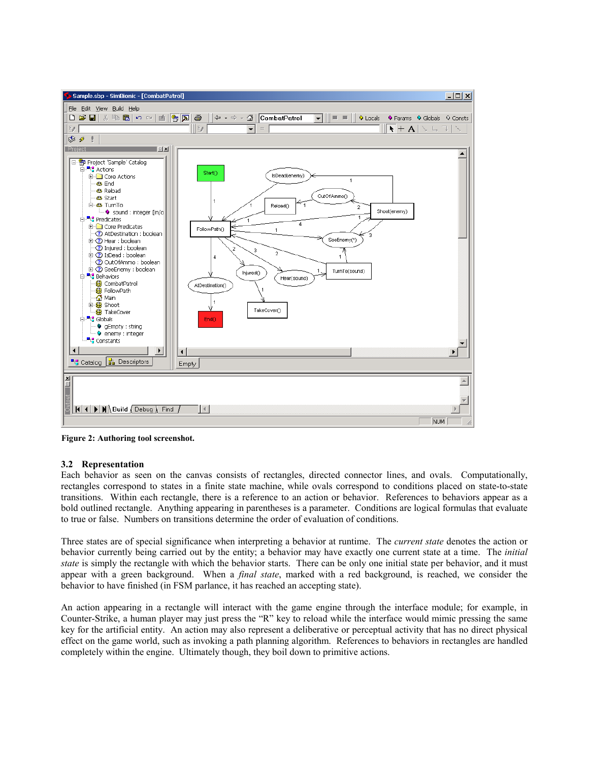Figure 2: Authoring tool screenshot.

### 3.2 Representation

Each behavior as seen on the canvas consists of rectangles, directed connector lines, and ovals. Computationally, rectangles correspond to states in a finite state machine, while ovals correspond to conditions placed on state-to-state transitions. Within each rectangle, there is a reference to an action or behavior. References to behaviors appear as a bold outlined rectangle. Anything appearing in parentheses is a parameter. Conditions are logical formulas that evaluate to true or false. Numbers on transitions determine the order of evaluation of conditions.

Three states are of special significance when interpreting a behavior at runtime. The *current state* denotes the action or behavior currently being carried out by the entity; a behavior may have exactly one current state at a time. The *initial state* is simply the rectangle with which the behavior starts. There can be only one initial state per behavior, and it must appear with a green background. When a *final state*, marked with a red background, is reached, we consider the behavior to have finished (in FSM parlance, it has reached an accepting state).

An action appearing in a rectangle will interact with the game engine through the interface module; for example, in Counter-Strike, a human player may just press the "R" key to reload while the interface would mimic pressing the same key for the artificial entity. An action may also represent a deliberative or perceptual activity that has no direct physical effect on the game world, such as invoking a path planning algorithm. References to behaviors in rectangles are handled completely within the engine. Ultimately though, they boil down to primitive actions.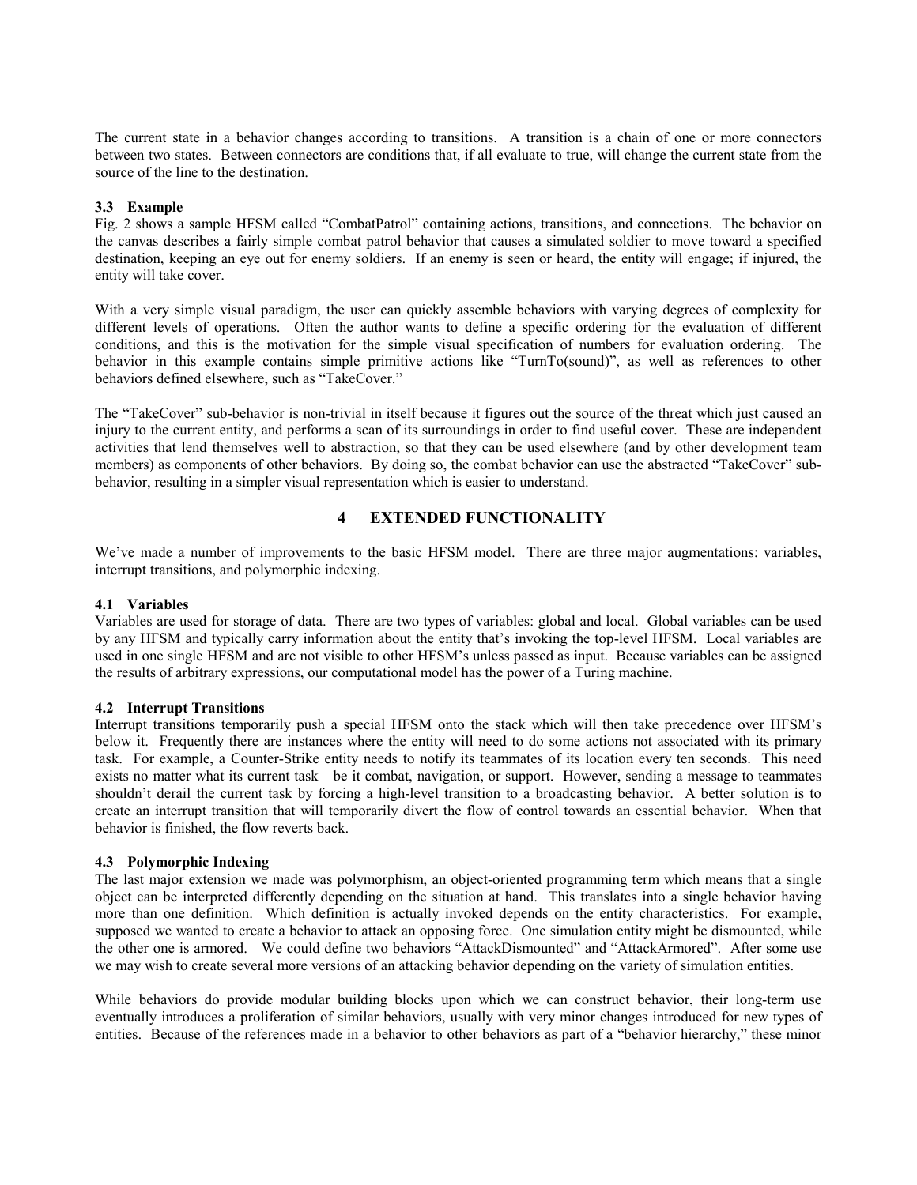The current state in a behavior changes according to transitions. A transition is a chain of one or more connectors between two states. Between connectors are conditions that, if all evaluate to true, will change the current state from the source of the line to the destination.

### 3.3 Example

Fig. 2 shows a sample HFSM called "CombatPatrol" containing actions, transitions, and connections. The behavior on the canvas describes a fairly simple combat patrol behavior that causes a simulated soldier to move toward a specified destination, keeping an eye out for enemy soldiers. If an enemy is seen or heard, the entity will engage; if injured, the entity will take cover.

With a very simple visual paradigm, the user can quickly assemble behaviors with varying degrees of complexity for different levels of operations. Often the author wants to define a specific ordering for the evaluation of different conditions, and this is the motivation for the simple visual specification of numbers for evaluation ordering. The behavior in this example contains simple primitive actions like "TurnTo(sound)", as well as references to other behaviors defined elsewhere, such as "TakeCover."

The "TakeCover" sub-behavior is non-trivial in itself because it figures out the source of the threat which just caused an injury to the current entity, and performs a scan of its surroundings in order to find useful cover. These are independent activities that lend themselves well to abstraction, so that they can be used elsewhere (and by other development team members) as components of other behaviors. By doing so, the combat behavior can use the abstracted "TakeCover" sub-behavior, resulting in a simpler visual representation which is easier to understand.

## 4 EXTENDED FUNCTIONALITY

We've made a number of improvements to the basic HFSM model. There are three major augmentations: variables, interrupt transitions, and polymorphic indexing.

### 4.1 Variables

Variables are used for storage of data. There are two types of variables: global and local. Global variables can be used by any HFSM and typically carry information about the entity that's invoking the top-level HFSM. Local variables are used in one single HFSM and are not visible to other HFSM's unless passed as input. Because variables can be assigned the results of arbitrary expressions, our computational model has the power of a Turing machine.

### 4.2 Interrupt Transitions

Interrupt transitions temporarily push a special HFSM onto the stack which will then take precedence over HFSM's below it. Frequently there are instances where the entity will need to do some actions not associated with its primary task. For example, a Counter-Strike entity needs to notify its teammates of its location every ten seconds. This need exists no matter what its current task—be it combat, navigation, or support. However, sending a message to teammates shouldn't derail the current task by forcing a high-level transition to a broadcasting behavior. A better solution is to create an interrupt transition that will temporarily divert the flow of control towards an essential behavior. When that behavior is finished, the flow reverts back.

### 4.3 Polymorphic Indexing

The last major extension we made was polymorphism, an object-oriented programming term which means that a single object can be interpreted differently depending on the situation at hand. This translates into a single behavior having more than one definition. Which definition is actually invoked depends on the entity characteristics. For example, supposed we wanted to create a behavior to attack an opposing force. One simulation entity might be dismounted, while the other one is armored. We could define two behaviors "AttackDismounted" and "AttackArmored". After some use we may wish to create several more versions of an attacking behavior depending on the variety of simulation entities.

While behaviors do provide modular building blocks upon which we can construct behavior, their long-term use eventually introduces a proliferation of similar behaviors, usually with very minor changes introduced for new types of entities. Because of the references made in a behavior to other behaviors as part of a "behavior hierarchy," these minor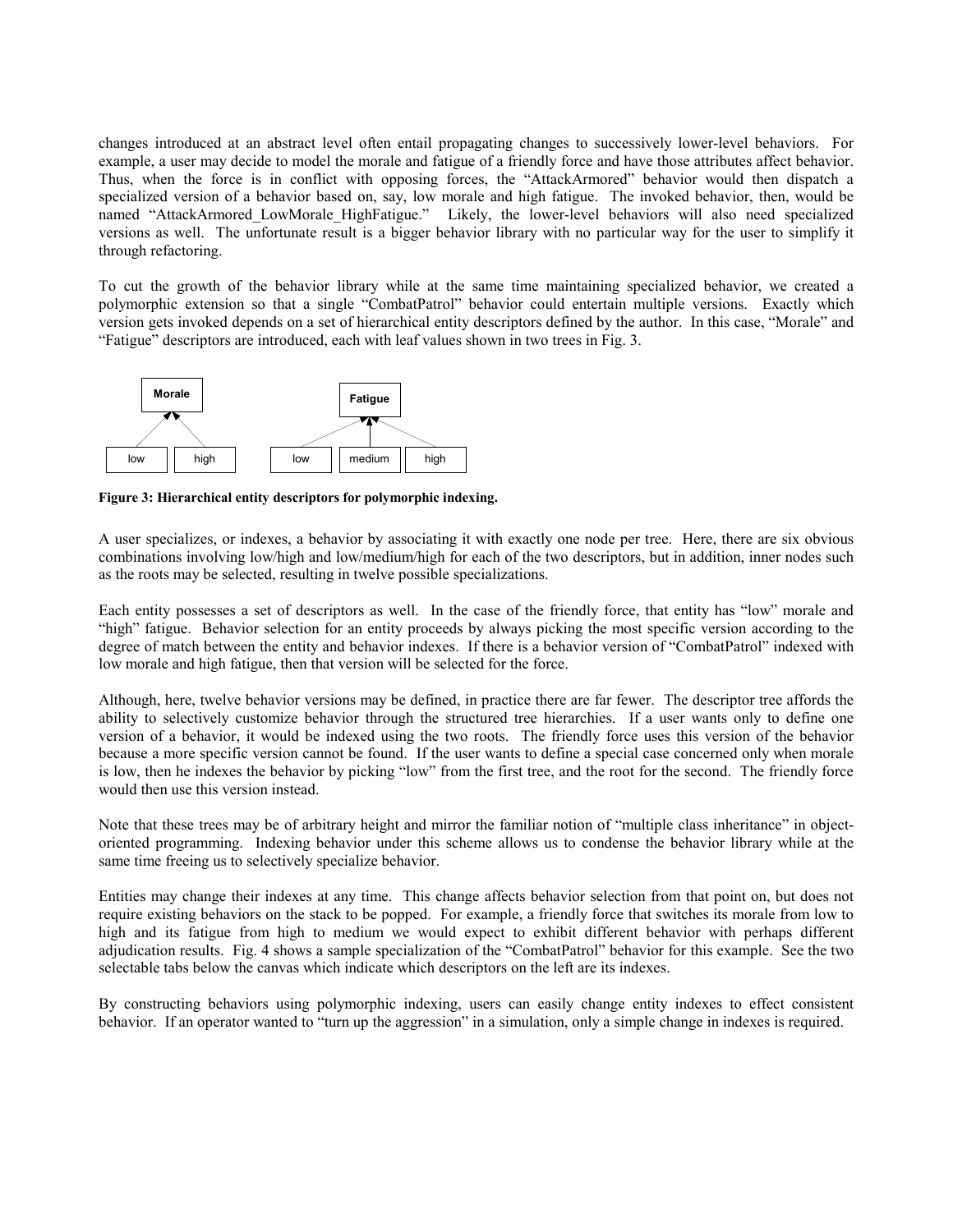changes introduced at an abstract level often entail propagating changes to successively lower-level behaviors. For example, a user may decide to model the morale and fatigue of a friendly force and have those attributes affect behavior. Thus, when the force is in conflict with opposing forces, the "AttackArmored" behavior would then dispatch a specialized version of a behavior based on, say, low morale and high fatigue. The invoked behavior, then, would be named "AttackArmored_LowMorale_HighFatigue." Likely, the lower-level behaviors will also need specialized versions as well. The unfortunate result is a bigger behavior library with no particular way for the user to simplify it through refactoring.

To cut the growth of the behavior library while at the same time maintaining specialized behavior, we created a polymorphic extension so that a single "CombatPatrol" behavior could entertain multiple versions. Exactly which version gets invoked depends on a set of hierarchical entity descriptors defined by the author. In this case, "Morale" and "Fatigue" descriptors are introduced, each with leaf values shown in two trees in Fig. 3.

Morale

low
high

Fatigue

low
medium
high

**Figure 3: Hierarchical entity descriptors for polymorphic indexing.**

A user specializes, or indexes, a behavior by associating it with exactly one node per tree. Here, there are six obvious combinations involving low/high and low/medium/high for each of the two descriptors, but in addition, inner nodes such as the roots may be selected, resulting in twelve possible specializations.

Each entity possesses a set of descriptors as well. In the case of the friendly force, that entity has "low" morale and "high" fatigue. Behavior selection for an entity proceeds by always picking the most specific version according to the degree of match between the entity and behavior indexes. If there is a behavior version of "CombatPatrol" indexed with low morale and high fatigue, then that version will be selected for the force.

Although, here, twelve behavior versions may be defined, in practice there are far fewer. The descriptor tree affords the ability to selectively customize behavior through the structured tree hierarchies. If a user wants only to define one version of a behavior, it would be indexed using the two roots. The friendly force uses this version of the behavior because a more specific version cannot be found. If the user wants to define a special case concerned only when morale is low, then he indexes the behavior by picking "low" from the first tree, and the root for the second. The friendly force would then use this version instead.

Note that these trees may be of arbitrary height and mirror the familiar notion of "multiple class inheritance" in object-oriented programming. Indexing behavior under this scheme allows us to condense the behavior library while at the same time freeing us to selectively specialize behavior.

Entities may change their indexes at any time. This change affects behavior selection from that point on, but does not require existing behaviors on the stack to be popped. For example, a friendly force that switches its morale from low to high and its fatigue from high to medium we would expect to exhibit different behavior with perhaps different adjudication results. Fig. 4 shows a sample specialization of the "CombatPatrol" behavior for this example. See the two selectable tabs below the canvas which indicate which descriptors on the left are its indexes.

By constructing behaviors using polymorphic indexing, users can easily change entity indexes to effect consistent behavior. If an operator wanted to "turn up the aggression" in a simulation, only a simple change in indexes is required.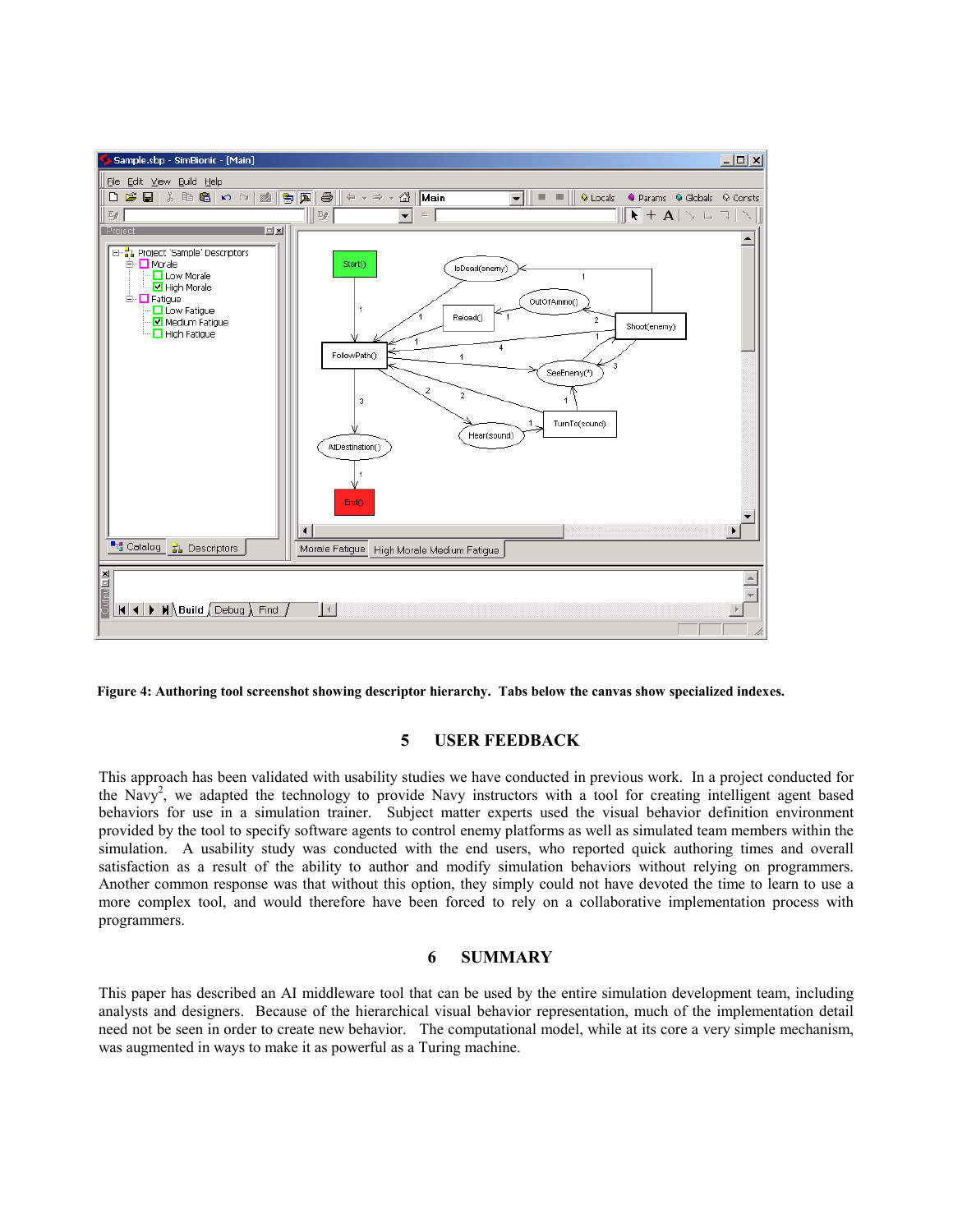**Figure 4: Authoring tool screenshot showing descriptor hierarchy. Tabs below the canvas show specialized indexes.**

## 5 USER FEEDBACK

This approach has been validated with usability studies we have conducted in previous work. In a project conducted for the Navy[2], we adapted the technology to provide Navy instructors with a tool for creating intelligent agent based behaviors for use in a simulation trainer. Subject matter experts used the visual behavior definition environment provided by the tool to specify software agents to control enemy platforms as well as simulated team members within the simulation. A usability study was conducted with the end users, who reported quick authoring times and overall satisfaction as a result of the ability to author and modify simulation behaviors without relying on programmers. Another common response was that without this option, they simply could not have devoted the time to learn to use a more complex tool, and would therefore have been forced to rely on a collaborative implementation process with programmers.

## 6 SUMMARY

This paper has described an AI middleware tool that can be used by the entire simulation development team, including analysts and designers. Because of the hierarchical visual behavior representation, much of the implementation detail need not be seen in order to create new behavior. The computational model, while at its core a very simple mechanism, was augmented in ways to make it as powerful as a Turing machine.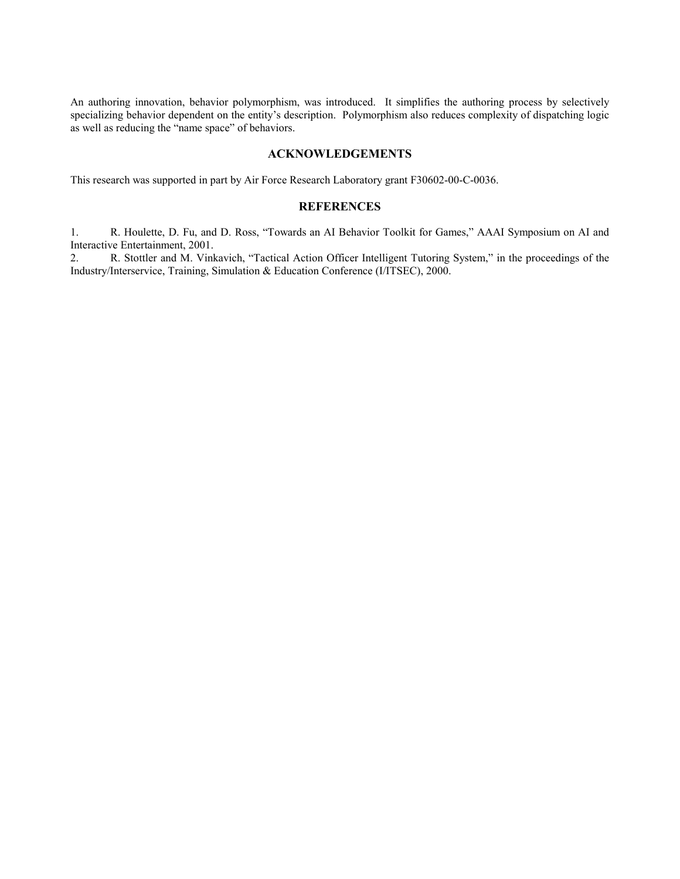An authoring innovation, behavior polymorphism, was introduced. It simplifies the authoring process by selectively specializing behavior dependent on the entity's description. Polymorphism also reduces complexity of dispatching logic as well as reducing the "name space" of behaviors.

## ACKNOWLEDGEMENTS

This research was supported in part by Air Force Research Laboratory grant F30602-00-C-0036.

## REFERENCES

1. R. Houlette, D. Fu, and D. Ross, "Towards an AI Behavior Toolkit for Games," AAAI Symposium on AI and Interactive Entertainment, 2001.
2. R. Stottler and M. Vinkavich, "Tactical Action Officer Intelligent Tutoring System," in the proceedings of the Industry/Interservice, Training, Simulation & Education Conference (I/ITSEC), 2000.